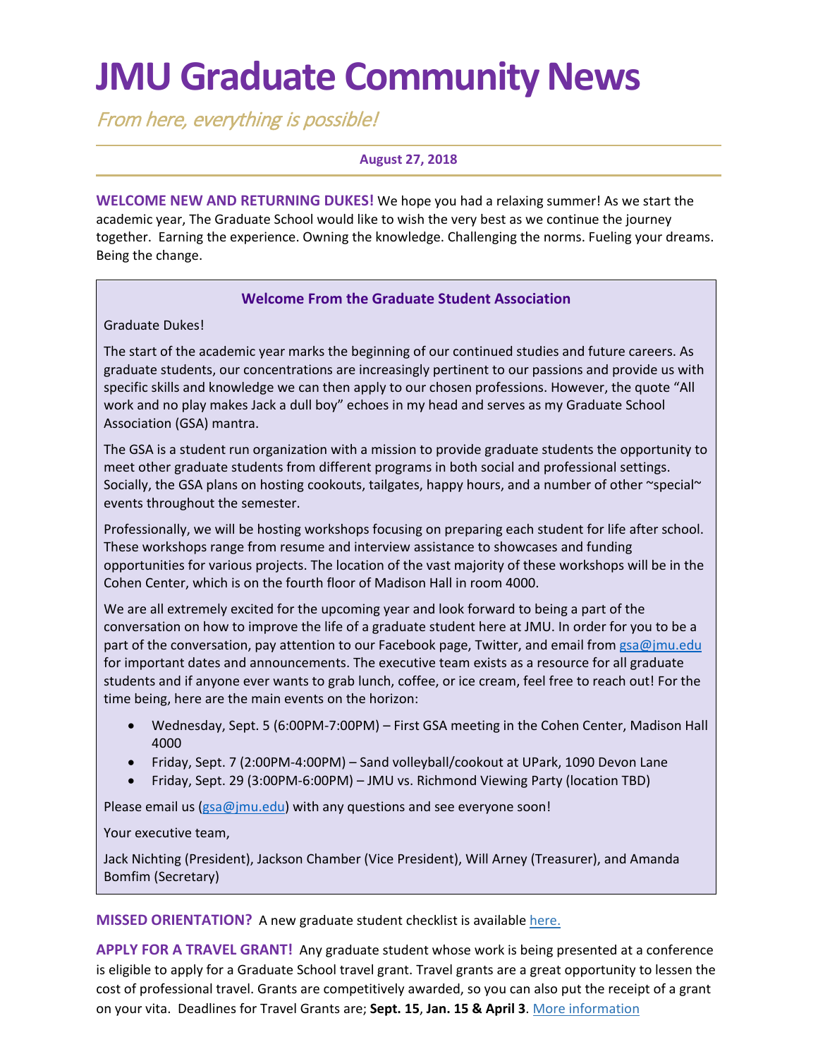# JMU Graduate Community News

*From here, everything is possible!*

**August 27, 2018**

**WELCOME NEW AND RETURNING DUKES!** We hope you had a relaxing summer! As we start the academic year, The Graduate School would like to wish the very best as we continue the journey together. Earning the experience. Owning the knowledge. Challenging the norms. Fueling your dreams. Being the change.

### Welcome From the Graduate Student Association

Graduate Dukes!

The start of the academic year marks the beginning of our continued studies and future careers. As graduate students, our concentrations are increasingly pertinent to our passions and provide us with specific skills and knowledge we can then apply to our chosen professions. However, the quote "All work and no play makes Jack a dull boy" echoes in my head and serves as my Graduate School Association (GSA) mantra.

The GSA is a student run organization with a mission to provide graduate students the opportunity to meet other graduate students from different programs in both social and professional settings. Socially, the GSA plans on hosting cookouts, tailgates, happy hours, and a number of other ~special~ events throughout the semester.

Professionally, we will be hosting workshops focusing on preparing each student for life after school. These workshops range from resume and interview assistance to showcases and funding opportunities for various projects. The location of the vast majority of these workshops will be in the Cohen Center, which is on the fourth floor of Madison Hall in room 4000.

We are all extremely excited for the upcoming year and look forward to being a part of the conversation on how to improve the life of a graduate student here at JMU. In order for you to be a part of the conversation, pay attention to our Facebook page, Twitter, and email from gsa@jmu.edu for important dates and announcements. The executive team exists as a resource for all graduate students and if anyone ever wants to grab lunch, coffee, or ice cream, feel free to reach out! For the time being, here are the main events on the horizon:

- Wednesday, Sept. 5 (6:00PM-7:00PM) – First GSA meeting in the Cohen Center, Madison Hall 4000
- Friday, Sept. 7 (2:00PM-4:00PM) – Sand volleyball/cookout at UPark, 1090 Devon Lane
- Friday, Sept. 29 (3:00PM-6:00PM) – JMU vs. Richmond Viewing Party (location TBD)

Please email us (gsa@jmu.edu) with any questions and see everyone soon!

Your executive team,

Jack Nichting (President), Jackson Chamber (Vice President), Will Arney (Treasurer), and Amanda Bomfim (Secretary)

**MISSED ORIENTATION?** A new graduate student checklist is available here.

**APPLY FOR A TRAVEL GRANT!** Any graduate student whose work is being presented at a conference is eligible to apply for a Graduate School travel grant. Travel grants are a great opportunity to lessen the cost of professional travel. Grants are competitively awarded, so you can also put the receipt of a grant on your vita. Deadlines for Travel Grants are; **Sept. 15**, **Jan. 15 & April 3**. More information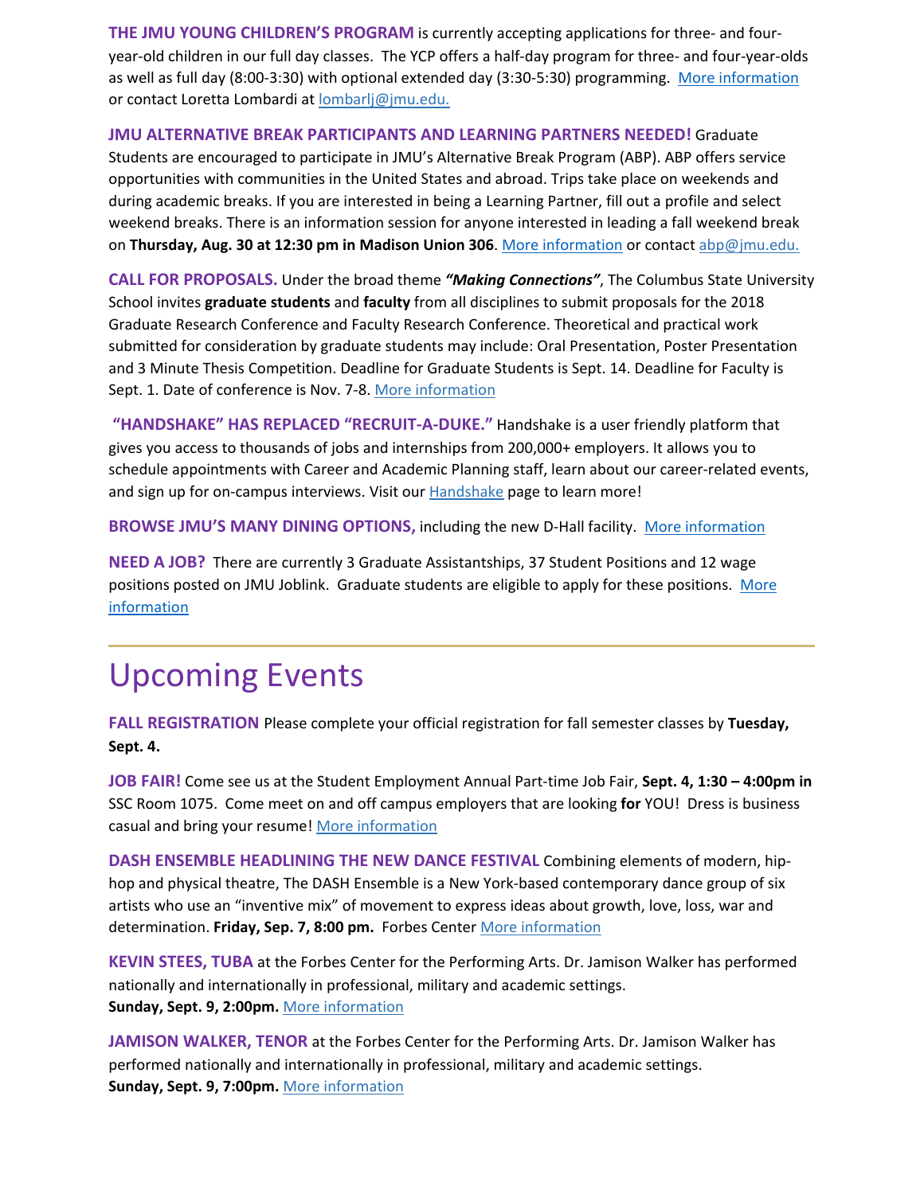**THE JMU YOUNG CHILDREN'S PROGRAM** is currently accepting applications for three- and four-year-old children in our full day classes. The YCP offers a half-day program for three- and four-year-olds as well as full day (8:00-3:30) with optional extended day (3:30-5:30) programming. More information or contact Loretta Lombardi at lombarlj@jmu.edu.

**JMU ALTERNATIVE BREAK PARTICIPANTS AND LEARNING PARTNERS NEEDED!** Graduate Students are encouraged to participate in JMU's Alternative Break Program (ABP). ABP offers service opportunities with communities in the United States and abroad. Trips take place on weekends and during academic breaks. If you are interested in being a Learning Partner, fill out a profile and select weekend breaks. There is an information session for anyone interested in leading a fall weekend break on **Thursday, Aug. 30 at 12:30 pm in Madison Union 306**. More information or contact abp@jmu.edu.

**CALL FOR PROPOSALS.** Under the broad theme ***"Making Connections"***, The Columbus State University School invites **graduate students** and **faculty** from all disciplines to submit proposals for the 2018 Graduate Research Conference and Faculty Research Conference. Theoretical and practical work submitted for consideration by graduate students may include: Oral Presentation, Poster Presentation and 3 Minute Thesis Competition. Deadline for Graduate Students is Sept. 14. Deadline for Faculty is Sept. 1. Date of conference is Nov. 7-8. More information

**"HANDSHAKE" HAS REPLACED "RECRUIT-A-DUKE."** Handshake is a user friendly platform that gives you access to thousands of jobs and internships from 200,000+ employers. It allows you to schedule appointments with Career and Academic Planning staff, learn about our career-related events, and sign up for on-campus interviews. Visit our Handshake page to learn more!

**BROWSE JMU'S MANY DINING OPTIONS,** including the new D-Hall facility. More information

**NEED A JOB?** There are currently 3 Graduate Assistantships, 37 Student Positions and 12 wage positions posted on JMU Joblink. Graduate students are eligible to apply for these positions. More information

---

# Upcoming Events

**FALL REGISTRATION** Please complete your official registration for fall semester classes by **Tuesday, Sept. 4.**

**JOB FAIR!** Come see us at the Student Employment Annual Part-time Job Fair, **Sept. 4, 1:30 – 4:00pm in** SSC Room 1075. Come meet on and off campus employers that are looking **for** YOU! Dress is business casual and bring your resume! More information

**DASH ENSEMBLE HEADLINING THE NEW DANCE FESTIVAL** Combining elements of modern, hip-hop and physical theatre, The DASH Ensemble is a New York-based contemporary dance group of six artists who use an "inventive mix" of movement to express ideas about growth, love, loss, war and determination. **Friday, Sep. 7, 8:00 pm.** Forbes Center More information

**KEVIN STEES, TUBA** at the Forbes Center for the Performing Arts. Dr. Jamison Walker has performed nationally and internationally in professional, military and academic settings.
**Sunday, Sept. 9, 2:00pm.** More information

**JAMISON WALKER, TENOR** at the Forbes Center for the Performing Arts. Dr. Jamison Walker has performed nationally and internationally in professional, military and academic settings.
**Sunday, Sept. 9, 7:00pm.** More information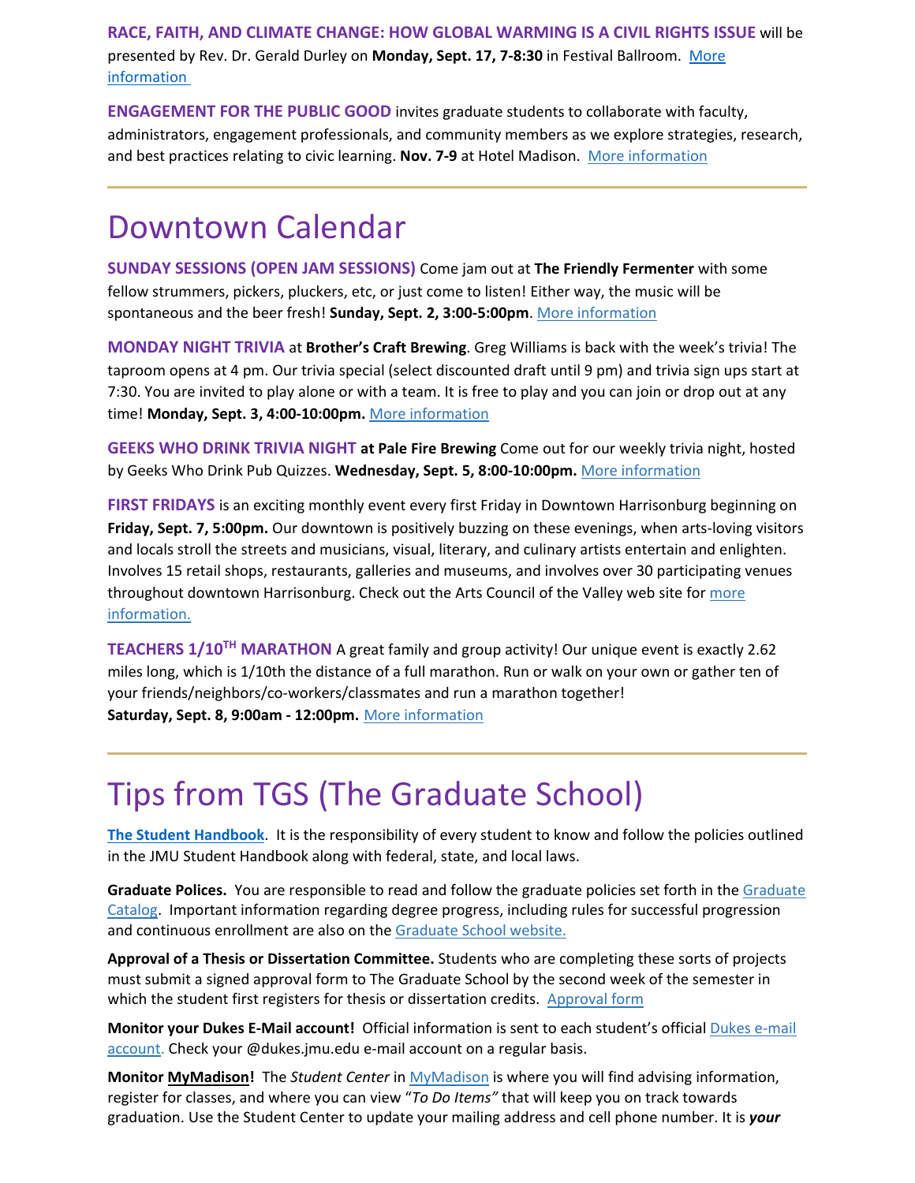**RACE, FAITH, AND CLIMATE CHANGE: HOW GLOBAL WARMING IS A CIVIL RIGHTS ISSUE** will be presented by Rev. Dr. Gerald Durley on **Monday, Sept. 17, 7-8:30** in Festival Ballroom. [More information](#)

**ENGAGEMENT FOR THE PUBLIC GOOD** invites graduate students to collaborate with faculty, administrators, engagement professionals, and community members as we explore strategies, research, and best practices relating to civic learning. **Nov. 7-9** at Hotel Madison. [More information](#)

---

# Downtown Calendar

**SUNDAY SESSIONS (OPEN JAM SESSIONS)** Come jam out at **The Friendly Fermenter** with some fellow strummers, pickers, pluckers, etc, or just come to listen! Either way, the music will be spontaneous and the beer fresh! **Sunday, Sept. 2, 3:00-5:00pm**. [More information](#)

**MONDAY NIGHT TRIVIA** at **Brother's Craft Brewing**. Greg Williams is back with the week's trivia! The taproom opens at 4 pm. Our trivia special (select discounted draft until 9 pm) and trivia sign ups start at 7:30. You are invited to play alone or with a team. It is free to play and you can join or drop out at any time! **Monday, Sept. 3, 4:00-10:00pm.** [More information](#)

**GEEKS WHO DRINK TRIVIA NIGHT at Pale Fire Brewing** Come out for our weekly trivia night, hosted by Geeks Who Drink Pub Quizzes. **Wednesday, Sept. 5, 8:00-10:00pm.** [More information](#)

**FIRST FRIDAYS** is an exciting monthly event every first Friday in Downtown Harrisonburg beginning on **Friday, Sept. 7, 5:00pm.** Our downtown is positively buzzing on these evenings, when arts-loving visitors and locals stroll the streets and musicians, visual, literary, and culinary artists entertain and enlighten. Involves 15 retail shops, restaurants, galleries and museums, and involves over 30 participating venues throughout downtown Harrisonburg. Check out the Arts Council of the Valley web site for [more information.](#)

**TEACHERS 1/10TH MARATHON** A great family and group activity! Our unique event is exactly 2.62 miles long, which is 1/10th the distance of a full marathon. Run or walk on your own or gather ten of your friends/neighbors/co-workers/classmates and run a marathon together!
**Saturday, Sept. 8, 9:00am - 12:00pm.** [More information](#)

---

# Tips from TGS (The Graduate School)

**[The Student Handbook](#)**. It is the responsibility of every student to know and follow the policies outlined in the JMU Student Handbook along with federal, state, and local laws.

**Graduate Polices.** You are responsible to read and follow the graduate policies set forth in the [Graduate Catalog](#). Important information regarding degree progress, including rules for successful progression and continuous enrollment are also on the [Graduate School website.](#)

**Approval of a Thesis or Dissertation Committee.** Students who are completing these sorts of projects must submit a signed approval form to The Graduate School by the second week of the semester in which the student first registers for thesis or dissertation credits. [Approval form](#)

**Monitor your Dukes E-Mail account!** Official information is sent to each student's official [Dukes e-mail account.](#) Check your @dukes.jmu.edu e-mail account on a regular basis.

**Monitor MyMadison!** The *Student Center* in [MyMadison](#) is where you will find advising information, register for classes, and where you can view "*To Do Items"* that will keep you on track towards graduation. Use the Student Center to update your mailing address and cell phone number. It is ***your***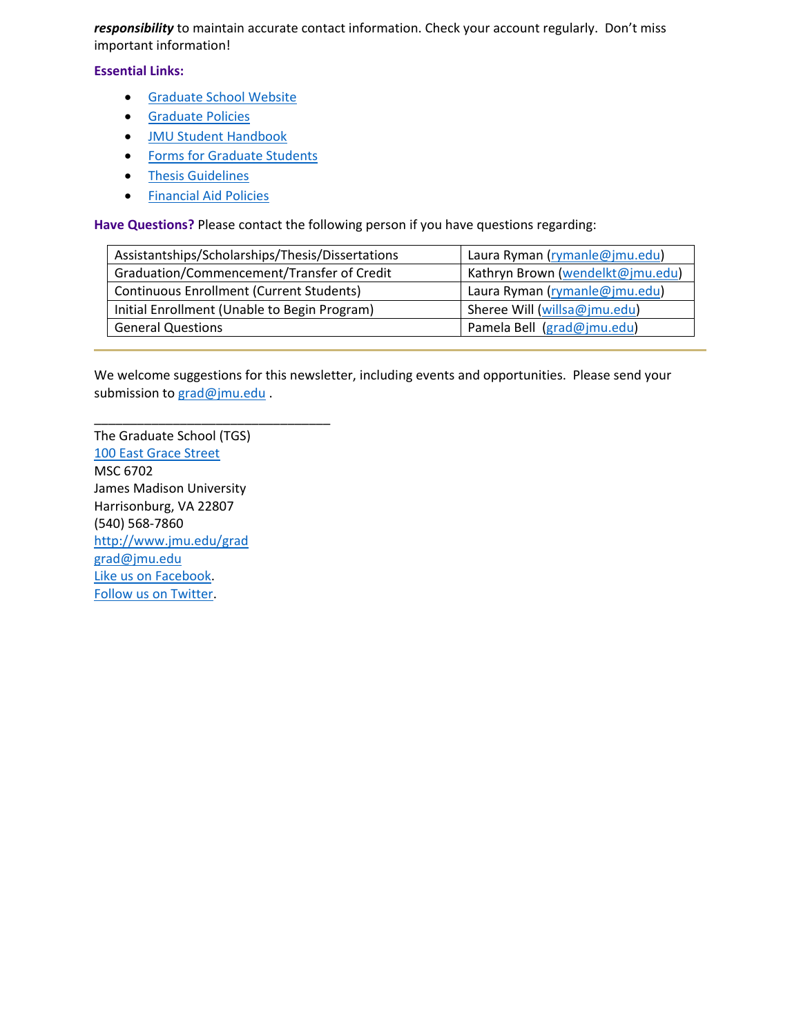***responsibility*** to maintain accurate contact information. Check your account regularly. Don't miss important information!

**Essential Links:**

- Graduate School Website
- Graduate Policies
- JMU Student Handbook
- Forms for Graduate Students
- Thesis Guidelines
- Financial Aid Policies

**Have Questions?** Please contact the following person if you have questions regarding:

| | |
|---|---|
| Assistantships/Scholarships/Thesis/Dissertations | Laura Ryman (rymanle@jmu.edu) |
| Graduation/Commencement/Transfer of Credit | Kathryn Brown (wendelkt@jmu.edu) |
| Continuous Enrollment (Current Students) | Laura Ryman (rymanle@jmu.edu) |
| Initial Enrollment (Unable to Begin Program) | Sheree Will (willsa@jmu.edu) |
| General Questions | Pamela Bell (grad@jmu.edu) |

---

We welcome suggestions for this newsletter, including events and opportunities. Please send your submission to grad@jmu.edu .

________________________________

The Graduate School (TGS)
100 East Grace Street
MSC 6702
James Madison University
Harrisonburg, VA 22807
(540) 568-7860
http://www.jmu.edu/grad
grad@jmu.edu
Like us on Facebook.
Follow us on Twitter.